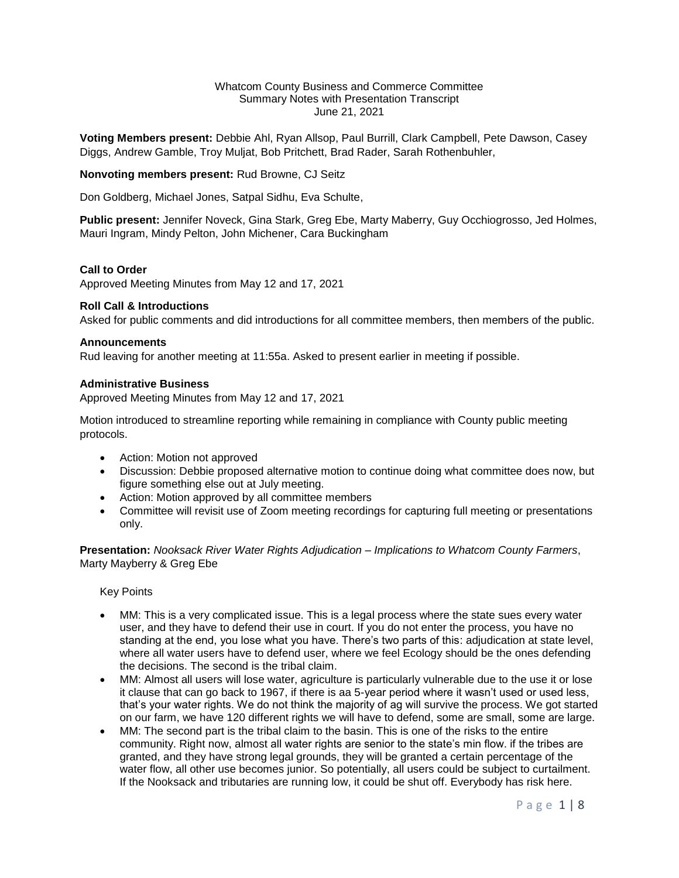Whatcom County Business and Commerce Committee
Summary Notes with Presentation Transcript
June 21, 2021

**Voting Members present:** Debbie Ahl, Ryan Allsop, Paul Burrill, Clark Campbell, Pete Dawson, Casey Diggs, Andrew Gamble, Troy Muljat, Bob Pritchett, Brad Rader, Sarah Rothenbuhler,

**Nonvoting members present:** Rud Browne, CJ Seitz

Don Goldberg, Michael Jones, Satpal Sidhu, Eva Schulte,

**Public present:** Jennifer Noveck, Gina Stark, Greg Ebe, Marty Maberry, Guy Occhiogrosso, Jed Holmes, Mauri Ingram, Mindy Pelton, John Michener, Cara Buckingham

**Call to Order**
Approved Meeting Minutes from May 12 and 17, 2021

**Roll Call & Introductions**
Asked for public comments and did introductions for all committee members, then members of the public.

**Announcements**
Rud leaving for another meeting at 11:55a. Asked to present earlier in meeting if possible.

**Administrative Business**
Approved Meeting Minutes from May 12 and 17, 2021

Motion introduced to streamline reporting while remaining in compliance with County public meeting protocols.

- Action: Motion not approved
- Discussion: Debbie proposed alternative motion to continue doing what committee does now, but figure something else out at July meeting.
- Action: Motion approved by all committee members
- Committee will revisit use of Zoom meeting recordings for capturing full meeting or presentations only.

**Presentation:** *Nooksack River Water Rights Adjudication – Implications to Whatcom County Farmers*, Marty Mayberry & Greg Ebe

Key Points

- MM: This is a very complicated issue. This is a legal process where the state sues every water user, and they have to defend their use in court. If you do not enter the process, you have no standing at the end, you lose what you have. There's two parts of this: adjudication at state level, where all water users have to defend user, where we feel Ecology should be the ones defending the decisions. The second is the tribal claim.
- MM: Almost all users will lose water, agriculture is particularly vulnerable due to the use it or lose it clause that can go back to 1967, if there is aa 5-year period where it wasn't used or used less, that's your water rights. We do not think the majority of ag will survive the process. We got started on our farm, we have 120 different rights we will have to defend, some are small, some are large.
- MM: The second part is the tribal claim to the basin. This is one of the risks to the entire community. Right now, almost all water rights are senior to the state's min flow. if the tribes are granted, and they have strong legal grounds, they will be granted a certain percentage of the water flow, all other use becomes junior. So potentially, all users could be subject to curtailment. If the Nooksack and tributaries are running low, it could be shut off. Everybody has risk here.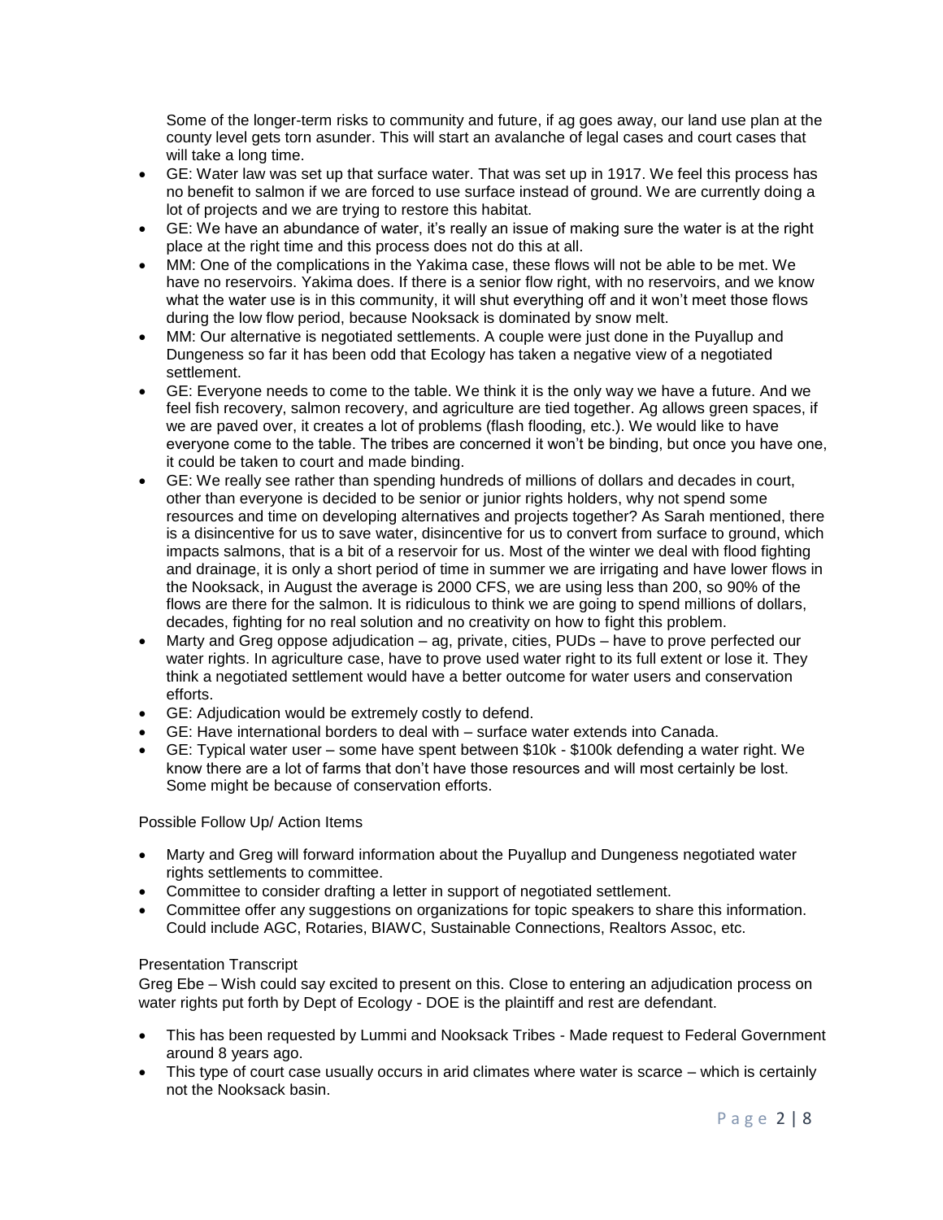Some of the longer-term risks to community and future, if ag goes away, our land use plan at the county level gets torn asunder. This will start an avalanche of legal cases and court cases that will take a long time.

- GE: Water law was set up that surface water. That was set up in 1917. We feel this process has no benefit to salmon if we are forced to use surface instead of ground. We are currently doing a lot of projects and we are trying to restore this habitat.
- GE: We have an abundance of water, it's really an issue of making sure the water is at the right place at the right time and this process does not do this at all.
- MM: One of the complications in the Yakima case, these flows will not be able to be met. We have no reservoirs. Yakima does. If there is a senior flow right, with no reservoirs, and we know what the water use is in this community, it will shut everything off and it won't meet those flows during the low flow period, because Nooksack is dominated by snow melt.
- MM: Our alternative is negotiated settlements. A couple were just done in the Puyallup and Dungeness so far it has been odd that Ecology has taken a negative view of a negotiated settlement.
- GE: Everyone needs to come to the table. We think it is the only way we have a future. And we feel fish recovery, salmon recovery, and agriculture are tied together. Ag allows green spaces, if we are paved over, it creates a lot of problems (flash flooding, etc.). We would like to have everyone come to the table. The tribes are concerned it won't be binding, but once you have one, it could be taken to court and made binding.
- GE: We really see rather than spending hundreds of millions of dollars and decades in court, other than everyone is decided to be senior or junior rights holders, why not spend some resources and time on developing alternatives and projects together? As Sarah mentioned, there is a disincentive for us to save water, disincentive for us to convert from surface to ground, which impacts salmons, that is a bit of a reservoir for us. Most of the winter we deal with flood fighting and drainage, it is only a short period of time in summer we are irrigating and have lower flows in the Nooksack, in August the average is 2000 CFS, we are using less than 200, so 90% of the flows are there for the salmon. It is ridiculous to think we are going to spend millions of dollars, decades, fighting for no real solution and no creativity on how to fight this problem.
- Marty and Greg oppose adjudication – ag, private, cities, PUDs – have to prove perfected our water rights. In agriculture case, have to prove used water right to its full extent or lose it. They think a negotiated settlement would have a better outcome for water users and conservation efforts.
- GE: Adjudication would be extremely costly to defend.
- GE: Have international borders to deal with – surface water extends into Canada.
- GE: Typical water user – some have spent between $10k - $100k defending a water right. We know there are a lot of farms that don't have those resources and will most certainly be lost. Some might be because of conservation efforts.

Possible Follow Up/ Action Items

- Marty and Greg will forward information about the Puyallup and Dungeness negotiated water rights settlements to committee.
- Committee to consider drafting a letter in support of negotiated settlement.
- Committee offer any suggestions on organizations for topic speakers to share this information. Could include AGC, Rotaries, BIAWC, Sustainable Connections, Realtors Assoc, etc.

Presentation Transcript

Greg Ebe – Wish could say excited to present on this. Close to entering an adjudication process on water rights put forth by Dept of Ecology - DOE is the plaintiff and rest are defendant.

- This has been requested by Lummi and Nooksack Tribes - Made request to Federal Government around 8 years ago.
- This type of court case usually occurs in arid climates where water is scarce – which is certainly not the Nooksack basin.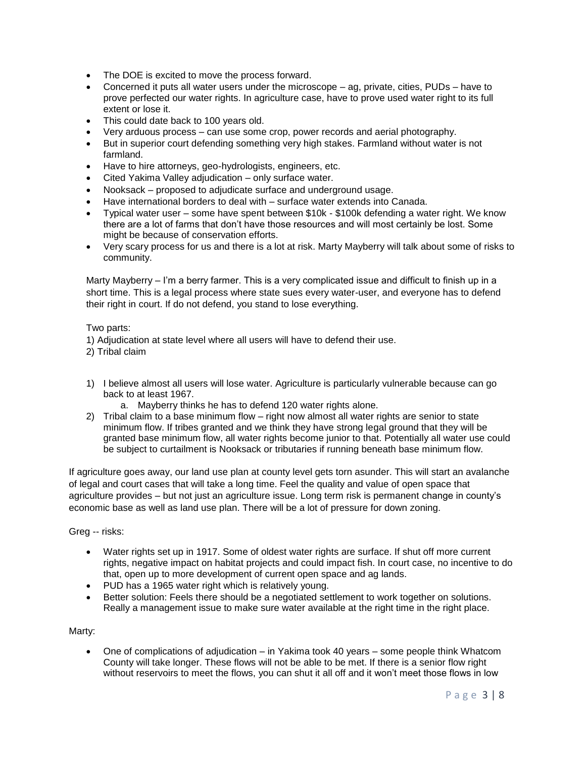- The DOE is excited to move the process forward.
- Concerned it puts all water users under the microscope – ag, private, cities, PUDs – have to prove perfected our water rights. In agriculture case, have to prove used water right to its full extent or lose it.
- This could date back to 100 years old.
- Very arduous process – can use some crop, power records and aerial photography.
- But in superior court defending something very high stakes. Farmland without water is not farmland.
- Have to hire attorneys, geo-hydrologists, engineers, etc.
- Cited Yakima Valley adjudication – only surface water.
- Nooksack – proposed to adjudicate surface and underground usage.
- Have international borders to deal with – surface water extends into Canada.
- Typical water user – some have spent between $10k - $100k defending a water right. We know there are a lot of farms that don't have those resources and will most certainly be lost. Some might be because of conservation efforts.
- Very scary process for us and there is a lot at risk. Marty Mayberry will talk about some of risks to community.

Marty Mayberry – I'm a berry farmer. This is a very complicated issue and difficult to finish up in a short time. This is a legal process where state sues every water-user, and everyone has to defend their right in court. If do not defend, you stand to lose everything.

Two parts:
1) Adjudication at state level where all users will have to defend their use.
2) Tribal claim

1) I believe almost all users will lose water. Agriculture is particularly vulnerable because can go back to at least 1967.
    a. Mayberry thinks he has to defend 120 water rights alone.
2) Tribal claim to a base minimum flow – right now almost all water rights are senior to state minimum flow. If tribes granted and we think they have strong legal ground that they will be granted base minimum flow, all water rights become junior to that. Potentially all water use could be subject to curtailment is Nooksack or tributaries if running beneath base minimum flow.

If agriculture goes away, our land use plan at county level gets torn asunder. This will start an avalanche of legal and court cases that will take a long time. Feel the quality and value of open space that agriculture provides – but not just an agriculture issue. Long term risk is permanent change in county's economic base as well as land use plan. There will be a lot of pressure for down zoning.

Greg -- risks:

- Water rights set up in 1917. Some of oldest water rights are surface. If shut off more current rights, negative impact on habitat projects and could impact fish. In court case, no incentive to do that, open up to more development of current open space and ag lands.
- PUD has a 1965 water right which is relatively young.
- Better solution: Feels there should be a negotiated settlement to work together on solutions. Really a management issue to make sure water available at the right time in the right place.

Marty:

- One of complications of adjudication – in Yakima took 40 years – some people think Whatcom County will take longer. These flows will not be able to be met. If there is a senior flow right without reservoirs to meet the flows, you can shut it all off and it won't meet those flows in low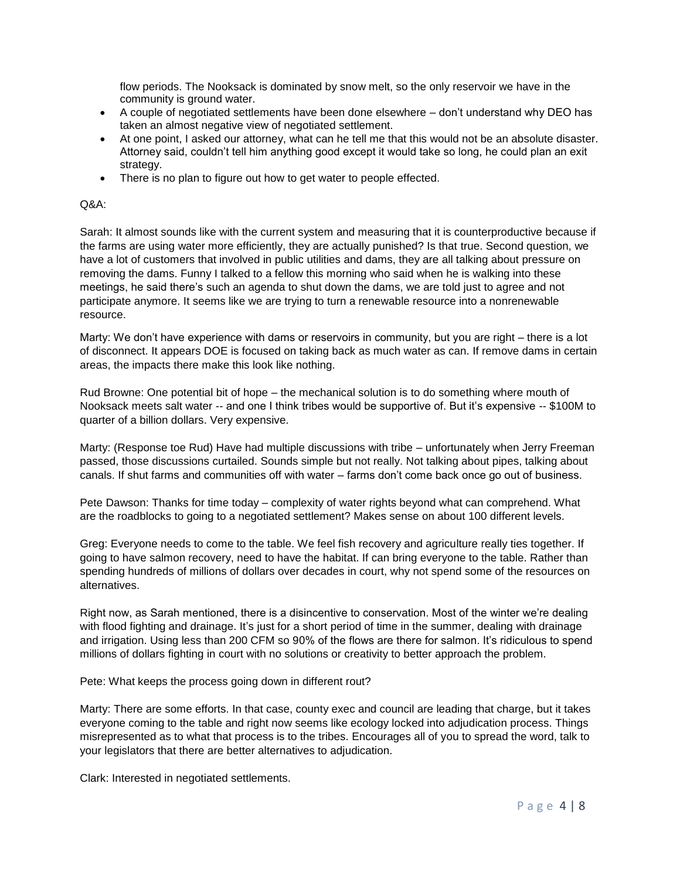flow periods. The Nooksack is dominated by snow melt, so the only reservoir we have in the community is ground water.

- A couple of negotiated settlements have been done elsewhere – don't understand why DEO has taken an almost negative view of negotiated settlement.
- At one point, I asked our attorney, what can he tell me that this would not be an absolute disaster. Attorney said, couldn't tell him anything good except it would take so long, he could plan an exit strategy.
- There is no plan to figure out how to get water to people effected.

Q&A:

Sarah: It almost sounds like with the current system and measuring that it is counterproductive because if the farms are using water more efficiently, they are actually punished? Is that true. Second question, we have a lot of customers that involved in public utilities and dams, they are all talking about pressure on removing the dams. Funny I talked to a fellow this morning who said when he is walking into these meetings, he said there's such an agenda to shut down the dams, we are told just to agree and not participate anymore. It seems like we are trying to turn a renewable resource into a nonrenewable resource.

Marty: We don't have experience with dams or reservoirs in community, but you are right – there is a lot of disconnect. It appears DOE is focused on taking back as much water as can. If remove dams in certain areas, the impacts there make this look like nothing.

Rud Browne: One potential bit of hope – the mechanical solution is to do something where mouth of Nooksack meets salt water -- and one I think tribes would be supportive of. But it's expensive -- $100M to quarter of a billion dollars. Very expensive.

Marty: (Response toe Rud) Have had multiple discussions with tribe – unfortunately when Jerry Freeman passed, those discussions curtailed. Sounds simple but not really. Not talking about pipes, talking about canals. If shut farms and communities off with water – farms don't come back once go out of business.

Pete Dawson: Thanks for time today – complexity of water rights beyond what can comprehend. What are the roadblocks to going to a negotiated settlement? Makes sense on about 100 different levels.

Greg: Everyone needs to come to the table. We feel fish recovery and agriculture really ties together. If going to have salmon recovery, need to have the habitat. If can bring everyone to the table. Rather than spending hundreds of millions of dollars over decades in court, why not spend some of the resources on alternatives.

Right now, as Sarah mentioned, there is a disincentive to conservation. Most of the winter we're dealing with flood fighting and drainage. It's just for a short period of time in the summer, dealing with drainage and irrigation. Using less than 200 CFM so 90% of the flows are there for salmon. It's ridiculous to spend millions of dollars fighting in court with no solutions or creativity to better approach the problem.

Pete: What keeps the process going down in different rout?

Marty: There are some efforts. In that case, county exec and council are leading that charge, but it takes everyone coming to the table and right now seems like ecology locked into adjudication process. Things misrepresented as to what that process is to the tribes. Encourages all of you to spread the word, talk to your legislators that there are better alternatives to adjudication.

Clark: Interested in negotiated settlements.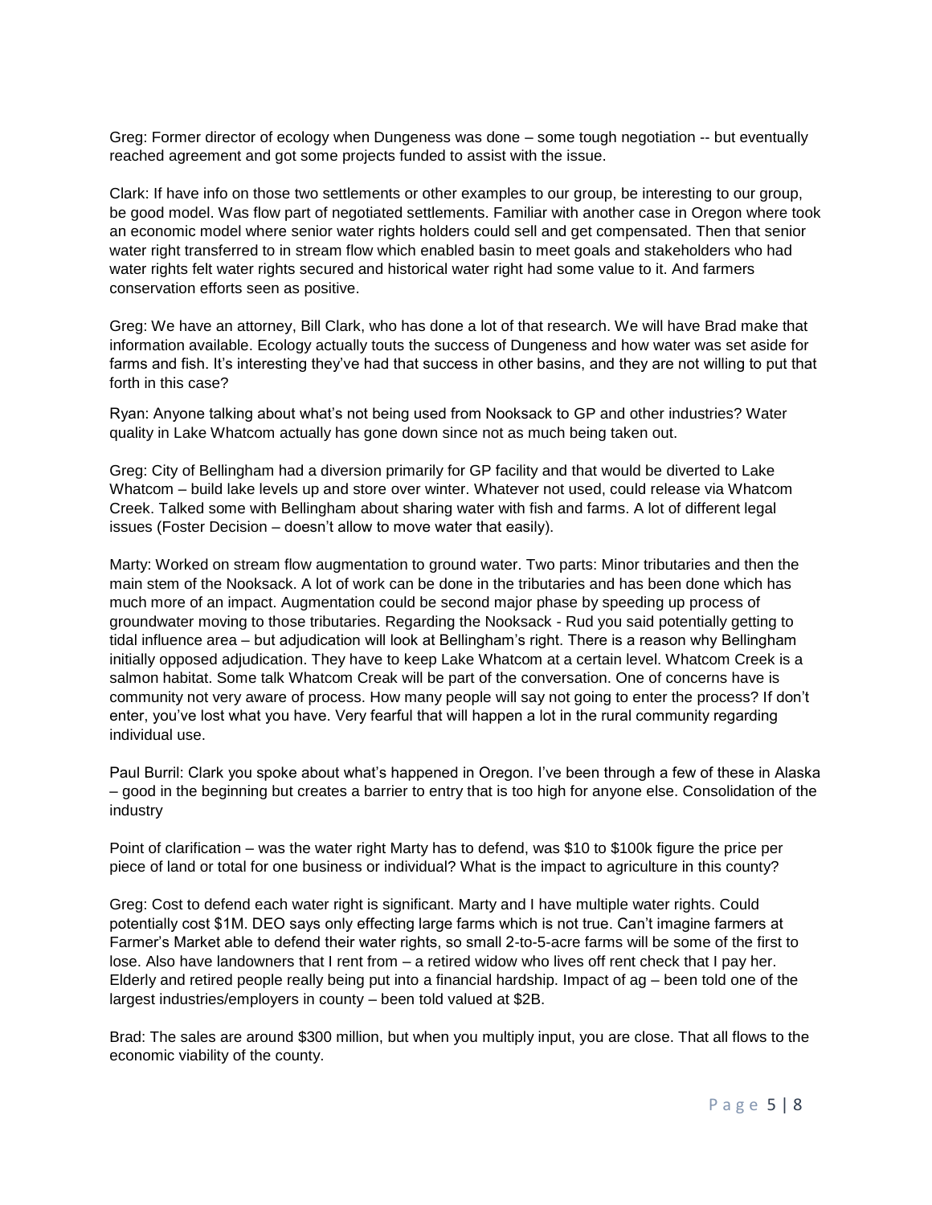Greg: Former director of ecology when Dungeness was done – some tough negotiation -- but eventually reached agreement and got some projects funded to assist with the issue.

Clark: If have info on those two settlements or other examples to our group, be interesting to our group, be good model. Was flow part of negotiated settlements. Familiar with another case in Oregon where took an economic model where senior water rights holders could sell and get compensated. Then that senior water right transferred to in stream flow which enabled basin to meet goals and stakeholders who had water rights felt water rights secured and historical water right had some value to it. And farmers conservation efforts seen as positive.

Greg: We have an attorney, Bill Clark, who has done a lot of that research. We will have Brad make that information available. Ecology actually touts the success of Dungeness and how water was set aside for farms and fish. It's interesting they've had that success in other basins, and they are not willing to put that forth in this case?

Ryan: Anyone talking about what's not being used from Nooksack to GP and other industries? Water quality in Lake Whatcom actually has gone down since not as much being taken out.

Greg: City of Bellingham had a diversion primarily for GP facility and that would be diverted to Lake Whatcom – build lake levels up and store over winter. Whatever not used, could release via Whatcom Creek. Talked some with Bellingham about sharing water with fish and farms. A lot of different legal issues (Foster Decision – doesn't allow to move water that easily).

Marty: Worked on stream flow augmentation to ground water. Two parts: Minor tributaries and then the main stem of the Nooksack. A lot of work can be done in the tributaries and has been done which has much more of an impact. Augmentation could be second major phase by speeding up process of groundwater moving to those tributaries. Regarding the Nooksack - Rud you said potentially getting to tidal influence area – but adjudication will look at Bellingham's right. There is a reason why Bellingham initially opposed adjudication. They have to keep Lake Whatcom at a certain level. Whatcom Creek is a salmon habitat. Some talk Whatcom Creak will be part of the conversation. One of concerns have is community not very aware of process. How many people will say not going to enter the process? If don't enter, you've lost what you have. Very fearful that will happen a lot in the rural community regarding individual use.

Paul Burril: Clark you spoke about what's happened in Oregon. I've been through a few of these in Alaska – good in the beginning but creates a barrier to entry that is too high for anyone else. Consolidation of the industry

Point of clarification – was the water right Marty has to defend, was $10 to $100k figure the price per piece of land or total for one business or individual? What is the impact to agriculture in this county?

Greg: Cost to defend each water right is significant. Marty and I have multiple water rights. Could potentially cost $1M. DEO says only effecting large farms which is not true. Can't imagine farmers at Farmer's Market able to defend their water rights, so small 2-to-5-acre farms will be some of the first to lose. Also have landowners that I rent from – a retired widow who lives off rent check that I pay her. Elderly and retired people really being put into a financial hardship. Impact of ag – been told one of the largest industries/employers in county – been told valued at $2B.

Brad: The sales are around $300 million, but when you multiply input, you are close. That all flows to the economic viability of the county.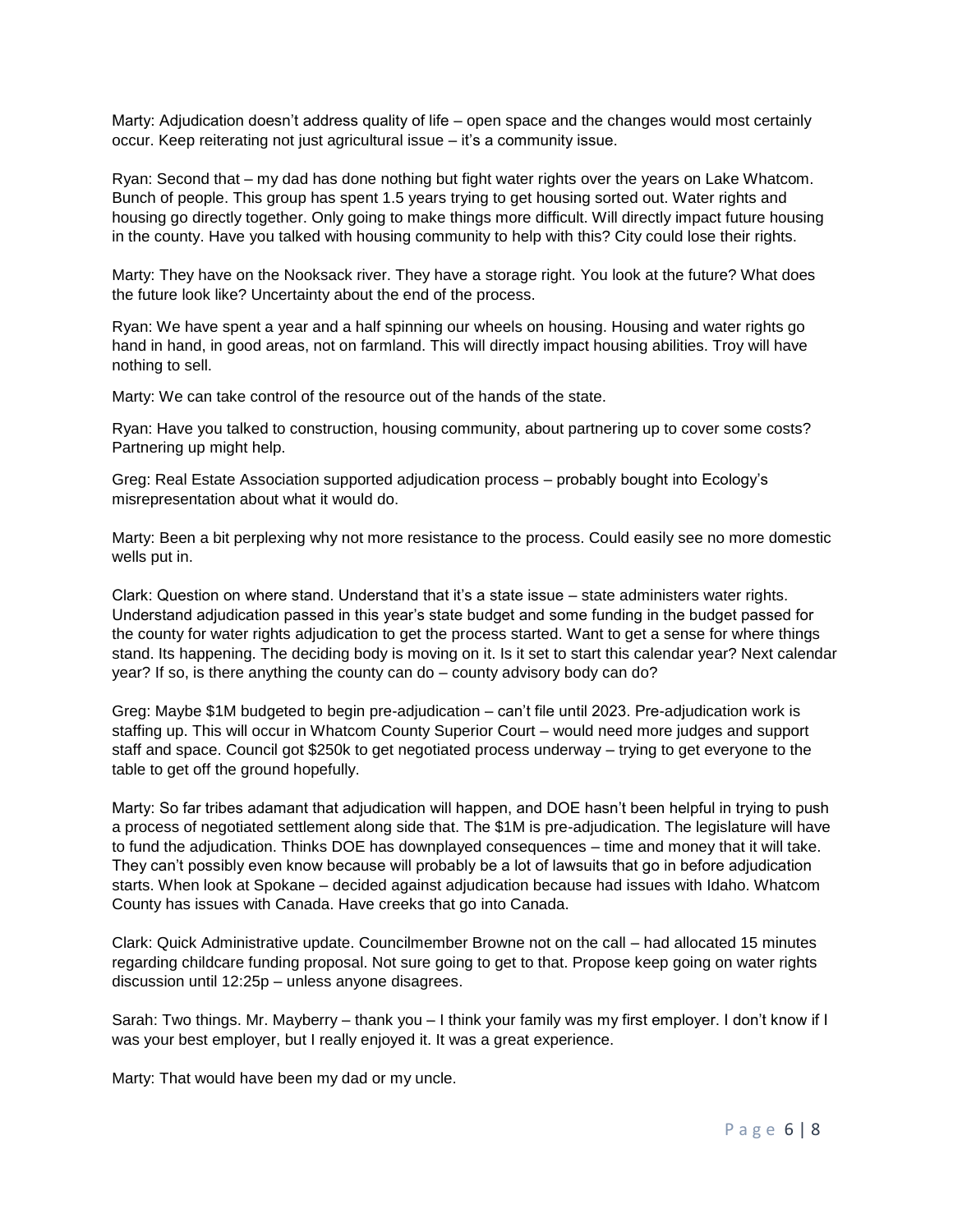Marty: Adjudication doesn't address quality of life – open space and the changes would most certainly occur. Keep reiterating not just agricultural issue – it's a community issue.

Ryan: Second that – my dad has done nothing but fight water rights over the years on Lake Whatcom. Bunch of people. This group has spent 1.5 years trying to get housing sorted out. Water rights and housing go directly together. Only going to make things more difficult. Will directly impact future housing in the county. Have you talked with housing community to help with this? City could lose their rights.

Marty: They have on the Nooksack river. They have a storage right. You look at the future? What does the future look like? Uncertainty about the end of the process.

Ryan: We have spent a year and a half spinning our wheels on housing. Housing and water rights go hand in hand, in good areas, not on farmland. This will directly impact housing abilities. Troy will have nothing to sell.

Marty: We can take control of the resource out of the hands of the state.

Ryan: Have you talked to construction, housing community, about partnering up to cover some costs? Partnering up might help.

Greg: Real Estate Association supported adjudication process – probably bought into Ecology's misrepresentation about what it would do.

Marty: Been a bit perplexing why not more resistance to the process. Could easily see no more domestic wells put in.

Clark: Question on where stand. Understand that it's a state issue – state administers water rights. Understand adjudication passed in this year's state budget and some funding in the budget passed for the county for water rights adjudication to get the process started. Want to get a sense for where things stand. Its happening. The deciding body is moving on it. Is it set to start this calendar year? Next calendar year? If so, is there anything the county can do – county advisory body can do?

Greg: Maybe $1M budgeted to begin pre-adjudication – can't file until 2023. Pre-adjudication work is staffing up. This will occur in Whatcom County Superior Court – would need more judges and support staff and space. Council got $250k to get negotiated process underway – trying to get everyone to the table to get off the ground hopefully.

Marty: So far tribes adamant that adjudication will happen, and DOE hasn't been helpful in trying to push a process of negotiated settlement along side that. The $1M is pre-adjudication. The legislature will have to fund the adjudication. Thinks DOE has downplayed consequences – time and money that it will take. They can't possibly even know because will probably be a lot of lawsuits that go in before adjudication starts. When look at Spokane – decided against adjudication because had issues with Idaho. Whatcom County has issues with Canada. Have creeks that go into Canada.

Clark: Quick Administrative update. Councilmember Browne not on the call – had allocated 15 minutes regarding childcare funding proposal. Not sure going to get to that. Propose keep going on water rights discussion until 12:25p – unless anyone disagrees.

Sarah: Two things. Mr. Mayberry – thank you – I think your family was my first employer. I don't know if I was your best employer, but I really enjoyed it. It was a great experience.

Marty: That would have been my dad or my uncle.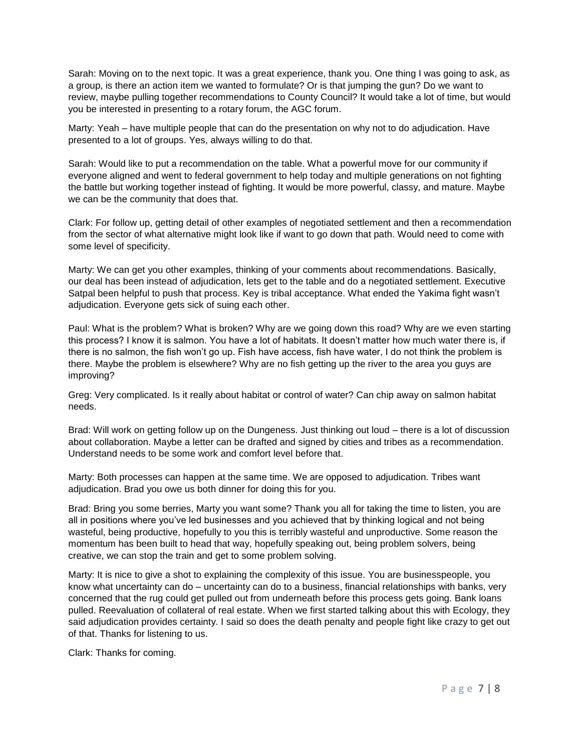Sarah: Moving on to the next topic. It was a great experience, thank you. One thing I was going to ask, as a group, is there an action item we wanted to formulate? Or is that jumping the gun? Do we want to review, maybe pulling together recommendations to County Council? It would take a lot of time, but would you be interested in presenting to a rotary forum, the AGC forum.

Marty: Yeah – have multiple people that can do the presentation on why not to do adjudication. Have presented to a lot of groups. Yes, always willing to do that.

Sarah: Would like to put a recommendation on the table. What a powerful move for our community if everyone aligned and went to federal government to help today and multiple generations on not fighting the battle but working together instead of fighting. It would be more powerful, classy, and mature. Maybe we can be the community that does that.

Clark: For follow up, getting detail of other examples of negotiated settlement and then a recommendation from the sector of what alternative might look like if want to go down that path. Would need to come with some level of specificity.

Marty: We can get you other examples, thinking of your comments about recommendations. Basically, our deal has been instead of adjudication, lets get to the table and do a negotiated settlement. Executive Satpal been helpful to push that process. Key is tribal acceptance. What ended the Yakima fight wasn't adjudication. Everyone gets sick of suing each other.

Paul: What is the problem? What is broken? Why are we going down this road? Why are we even starting this process? I know it is salmon. You have a lot of habitats. It doesn't matter how much water there is, if there is no salmon, the fish won't go up. Fish have access, fish have water, I do not think the problem is there. Maybe the problem is elsewhere? Why are no fish getting up the river to the area you guys are improving?

Greg: Very complicated. Is it really about habitat or control of water? Can chip away on salmon habitat needs.

Brad: Will work on getting follow up on the Dungeness. Just thinking out loud – there is a lot of discussion about collaboration. Maybe a letter can be drafted and signed by cities and tribes as a recommendation. Understand needs to be some work and comfort level before that.

Marty: Both processes can happen at the same time. We are opposed to adjudication. Tribes want adjudication. Brad you owe us both dinner for doing this for you.

Brad: Bring you some berries, Marty you want some? Thank you all for taking the time to listen, you are all in positions where you've led businesses and you achieved that by thinking logical and not being wasteful, being productive, hopefully to you this is terribly wasteful and unproductive. Some reason the momentum has been built to head that way, hopefully speaking out, being problem solvers, being creative, we can stop the train and get to some problem solving.

Marty: It is nice to give a shot to explaining the complexity of this issue. You are businesspeople, you know what uncertainty can do – uncertainty can do to a business, financial relationships with banks, very concerned that the rug could get pulled out from underneath before this process gets going. Bank loans pulled. Reevaluation of collateral of real estate. When we first started talking about this with Ecology, they said adjudication provides certainty. I said so does the death penalty and people fight like crazy to get out of that. Thanks for listening to us.

Clark: Thanks for coming.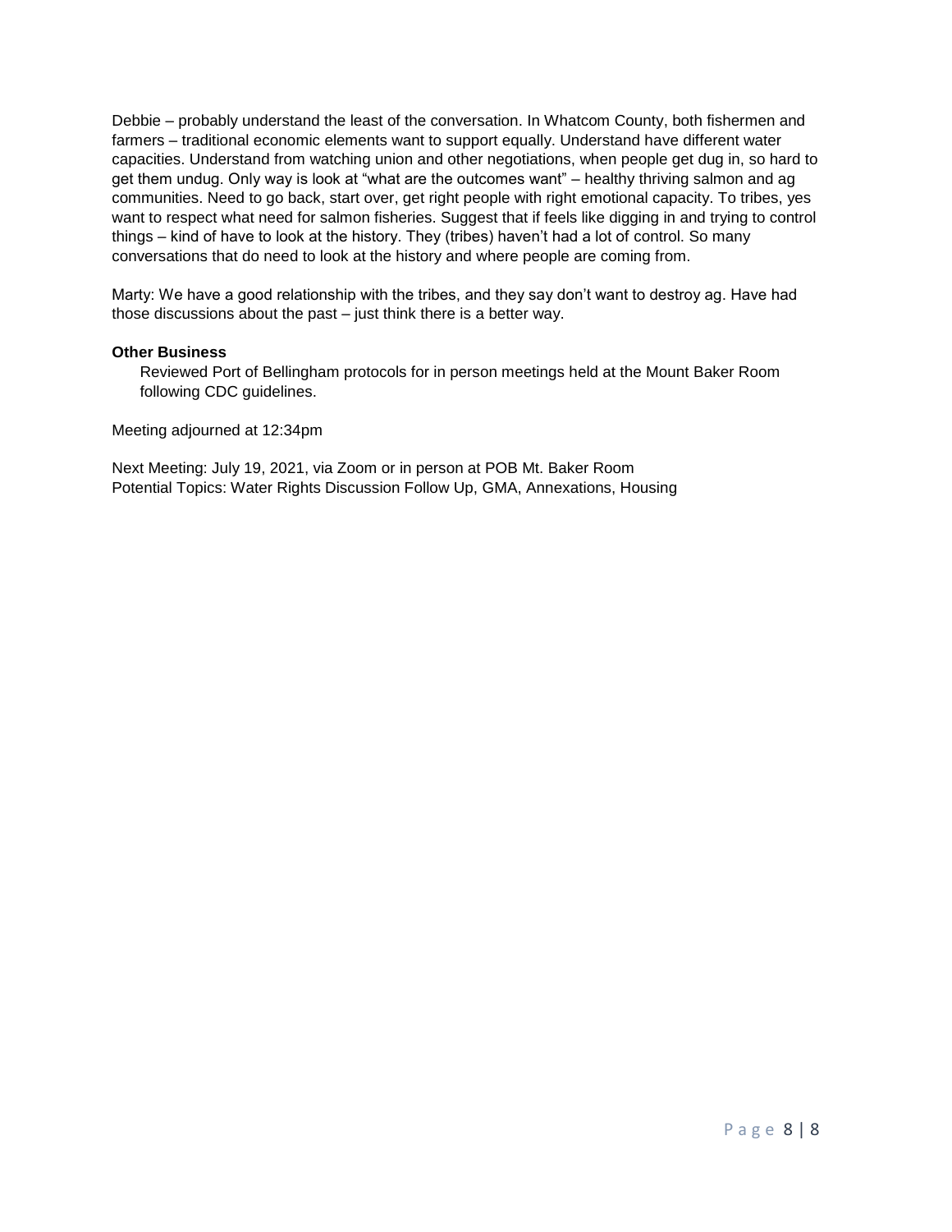Debbie – probably understand the least of the conversation. In Whatcom County, both fishermen and farmers – traditional economic elements want to support equally. Understand have different water capacities. Understand from watching union and other negotiations, when people get dug in, so hard to get them undug. Only way is look at "what are the outcomes want" – healthy thriving salmon and ag communities. Need to go back, start over, get right people with right emotional capacity. To tribes, yes want to respect what need for salmon fisheries. Suggest that if feels like digging in and trying to control things – kind of have to look at the history. They (tribes) haven't had a lot of control. So many conversations that do need to look at the history and where people are coming from.

Marty: We have a good relationship with the tribes, and they say don't want to destroy ag. Have had those discussions about the past – just think there is a better way.

**Other Business**

Reviewed Port of Bellingham protocols for in person meetings held at the Mount Baker Room following CDC guidelines.

Meeting adjourned at 12:34pm

Next Meeting: July 19, 2021, via Zoom or in person at POB Mt. Baker Room
Potential Topics: Water Rights Discussion Follow Up, GMA, Annexations, Housing